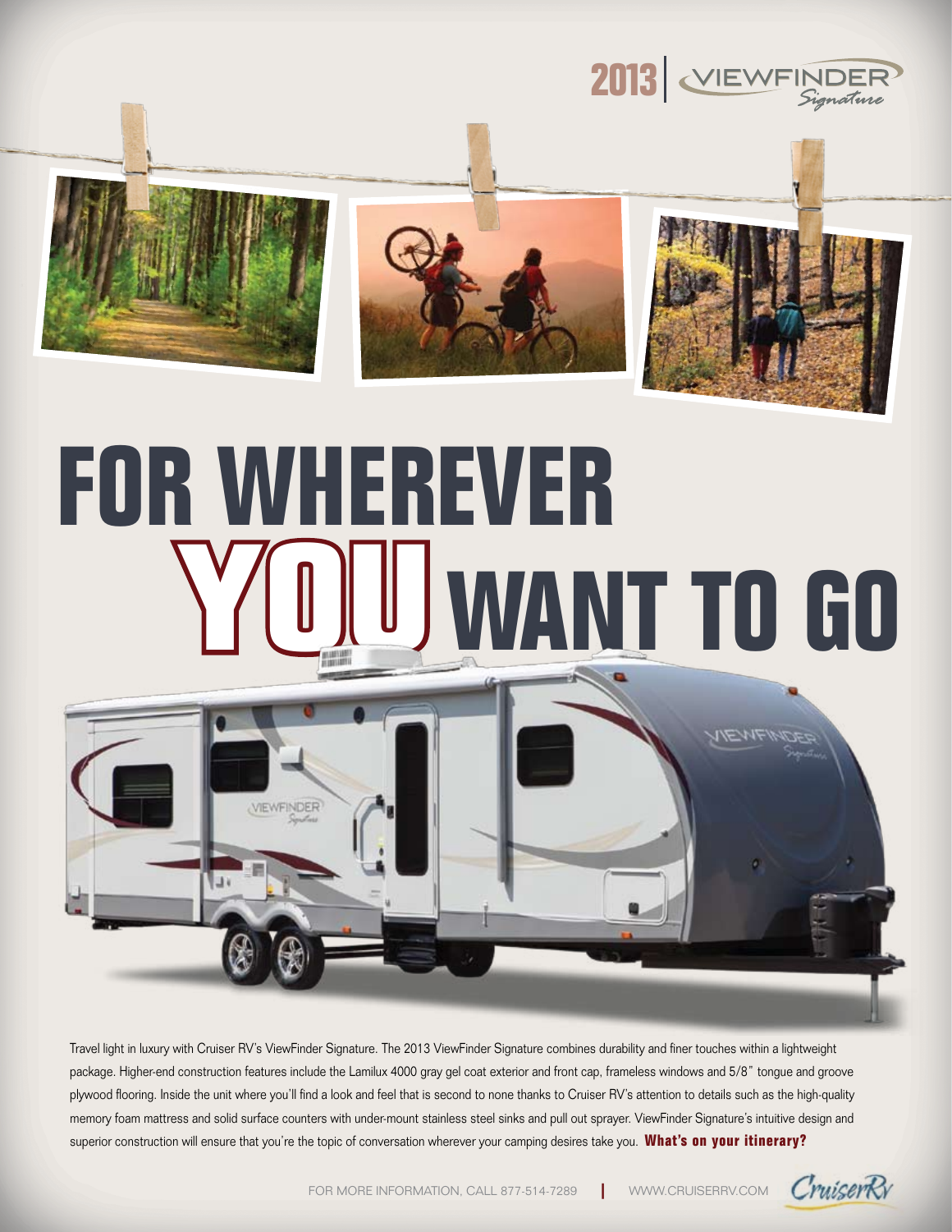2013 | VIEWFINDER *Signature*

# FOR WHEREVER YOU WANT TO GO

Travel light in luxury with Cruiser RV's ViewFinder Signature. The 2013 ViewFinder Signature combines durability and finer touches within a lightweight package. Higher-end construction features include the Lamilux 4000 gray gel coat exterior and front cap, frameless windows and 5/8" tongue and groove plywood flooring. Inside the unit where you'll find a look and feel that is second to none thanks to Cruiser RV's attention to details such as the high-quality memory foam mattress and solid surface counters with under-mount stainless steel sinks and pull out sprayer. ViewFinder Signature's intuitive design and superior construction will ensure that you're the topic of conversation wherever your camping desires take you. **What's on your itinerary?**

FOR MORE INFORMATION, CALL 877-514-7289 | WWW.CRUISERRV.COM

CruiserRV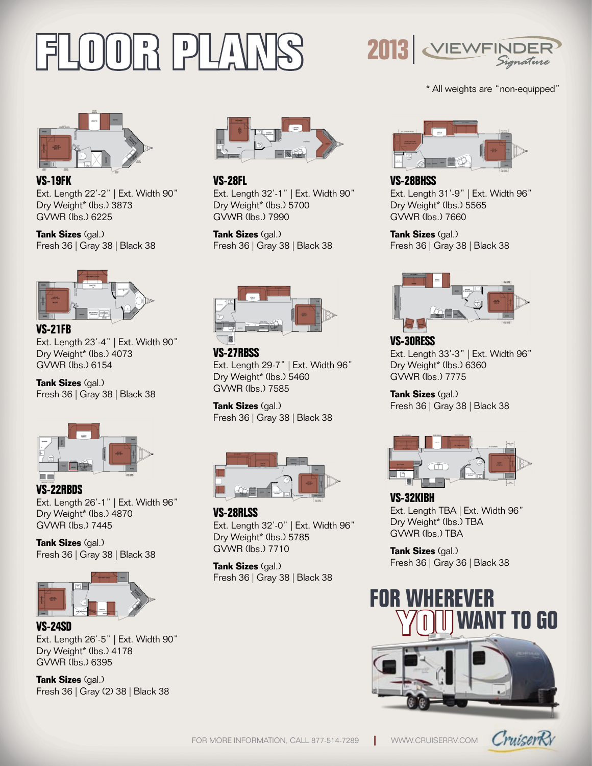# FLOOR PLANS

2013 | VIEWFINDER Signature

* All weights are "non-equipped"

### VS-19FK

Ext. Length 22'-2" | Ext. Width 90"
Dry Weight* (lbs.) 3873
GVWR (lbs.) 6225

**Tank Sizes** (gal.)
Fresh 36 | Gray 38 | Black 38

### VS-21FB

Ext. Length 23'-4" | Ext. Width 90"
Dry Weight* (lbs.) 4073
GVWR (lbs.) 6154

**Tank Sizes** (gal.)
Fresh 36 | Gray 38 | Black 38

### VS-22RBDS

Ext. Length 26'-1" | Ext. Width 96"
Dry Weight* (lbs.) 4870
GVWR (lbs.) 7445

**Tank Sizes** (gal.)
Fresh 36 | Gray 38 | Black 38

### VS-24SD

Ext. Length 26'-5" | Ext. Width 90"
Dry Weight* (lbs.) 4178
GVWR (lbs.) 6395

**Tank Sizes** (gal.)
Fresh 36 | Gray (2) 38 | Black 38

### VS-28FL

Ext. Length 32'-1" | Ext. Width 90"
Dry Weight* (lbs.) 5700
GVWR (lbs.) 7990

**Tank Sizes** (gal.)
Fresh 36 | Gray 38 | Black 38

### VS-27RBSS

Ext. Length 29-7" | Ext. Width 96"
Dry Weight* (lbs.) 5460
GVWR (lbs.) 7585

**Tank Sizes** (gal.)
Fresh 36 | Gray 38 | Black 38

### VS-28RLSS

Ext. Length 32'-0" | Ext. Width 96"
Dry Weight* (lbs.) 5785
GVWR (lbs.) 7710

**Tank Sizes** (gal.)
Fresh 36 | Gray 38 | Black 38

### VS-28BHSS

Ext. Length 31'-9" | Ext. Width 96"
Dry Weight* (lbs.) 5565
GVWR (lbs.) 7660

**Tank Sizes** (gal.)
Fresh 36 | Gray 38 | Black 38

### VS-30RESS

Ext. Length 33'-3" | Ext. Width 96"
Dry Weight* (lbs.) 6360
GVWR (lbs.) 7775

**Tank Sizes** (gal.)
Fresh 36 | Gray 38 | Black 38

### VS-32KIBH

Ext. Length TBA | Ext. Width 96"
Dry Weight* (lbs.) TBA
GVWR (lbs.) TBA

**Tank Sizes** (gal.)
Fresh 36 | Gray 36 | Black 38

## FOR WHEREVER YOU WANT TO GO

FOR MORE INFORMATION, CALL 877-514-7289 | WWW.CRUISERRV.COM

CruiserRV